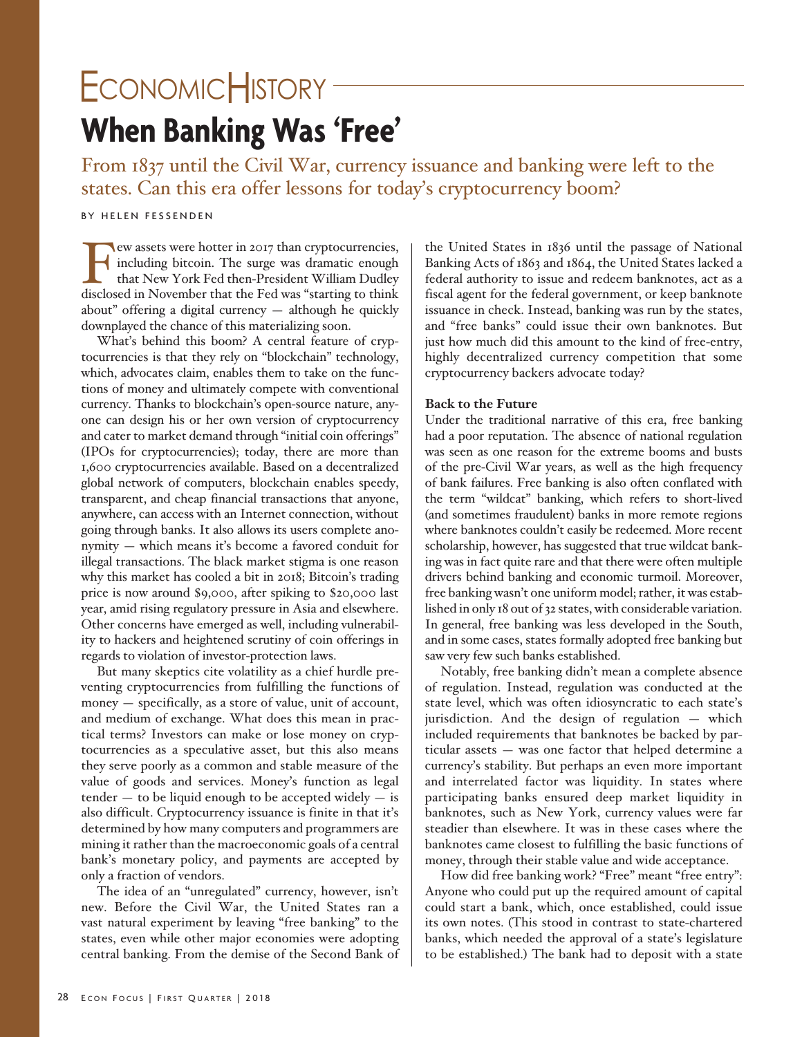# Economic History

## When Banking Was 'Free'

From 1837 until the Civil War, currency issuance and banking were left to the states. Can this era offer lessons for today's cryptocurrency boom?

BY HELEN FESSENDEN

Few assets were hotter in 2017 than cryptocurrencies, including bitcoin. The surge was dramatic enough that New York Fed then-President William Dudley disclosed in November that the Fed was "starting to think about" offering a digital currency — although he quickly downplayed the chance of this materializing soon.

What's behind this boom? A central feature of cryptocurrencies is that they rely on "blockchain" technology, which, advocates claim, enables them to take on the functions of money and ultimately compete with conventional currency. Thanks to blockchain's open-source nature, anyone can design his or her own version of cryptocurrency and cater to market demand through "initial coin offerings" (IPOs for cryptocurrencies); today, there are more than 1,600 cryptocurrencies available. Based on a decentralized global network of computers, blockchain enables speedy, transparent, and cheap financial transactions that anyone, anywhere, can access with an Internet connection, without going through banks. It also allows its users complete anonymity — which means it's become a favored conduit for illegal transactions. The black market stigma is one reason why this market has cooled a bit in 2018; Bitcoin's trading price is now around $9,000, after spiking to $20,000 last year, amid rising regulatory pressure in Asia and elsewhere. Other concerns have emerged as well, including vulnerability to hackers and heightened scrutiny of coin offerings in regards to violation of investor-protection laws.

But many skeptics cite volatility as a chief hurdle preventing cryptocurrencies from fulfilling the functions of money — specifically, as a store of value, unit of account, and medium of exchange. What does this mean in practical terms? Investors can make or lose money on cryptocurrencies as a speculative asset, but this also means they serve poorly as a common and stable measure of the value of goods and services. Money's function as legal tender — to be liquid enough to be accepted widely — is also difficult. Cryptocurrency issuance is finite in that it's determined by how many computers and programmers are mining it rather than the macroeconomic goals of a central bank's monetary policy, and payments are accepted by only a fraction of vendors.

The idea of an "unregulated" currency, however, isn't new. Before the Civil War, the United States ran a vast natural experiment by leaving "free banking" to the states, even while other major economies were adopting central banking. From the demise of the Second Bank of the United States in 1836 until the passage of National Banking Acts of 1863 and 1864, the United States lacked a federal authority to issue and redeem banknotes, act as a fiscal agent for the federal government, or keep banknote issuance in check. Instead, banking was run by the states, and "free banks" could issue their own banknotes. But just how much did this amount to the kind of free-entry, highly decentralized currency competition that some cryptocurrency backers advocate today?

### Back to the Future

Under the traditional narrative of this era, free banking had a poor reputation. The absence of national regulation was seen as one reason for the extreme booms and busts of the pre-Civil War years, as well as the high frequency of bank failures. Free banking is also often conflated with the term "wildcat" banking, which refers to short-lived (and sometimes fraudulent) banks in more remote regions where banknotes couldn't easily be redeemed. More recent scholarship, however, has suggested that true wildcat banking was in fact quite rare and that there were often multiple drivers behind banking and economic turmoil. Moreover, free banking wasn't one uniform model; rather, it was established in only 18 out of 32 states, with considerable variation. In general, free banking was less developed in the South, and in some cases, states formally adopted free banking but saw very few such banks established.

Notably, free banking didn't mean a complete absence of regulation. Instead, regulation was conducted at the state level, which was often idiosyncratic to each state's jurisdiction. And the design of regulation — which included requirements that banknotes be backed by particular assets — was one factor that helped determine a currency's stability. But perhaps an even more important and interrelated factor was liquidity. In states where participating banks ensured deep market liquidity in banknotes, such as New York, currency values were far steadier than elsewhere. It was in these cases where the banknotes came closest to fulfilling the basic functions of money, through their stable value and wide acceptance.

How did free banking work? "Free" meant "free entry": Anyone who could put up the required amount of capital could start a bank, which, once established, could issue its own notes. (This stood in contrast to state-chartered banks, which needed the approval of a state's legislature to be established.) The bank had to deposit with a state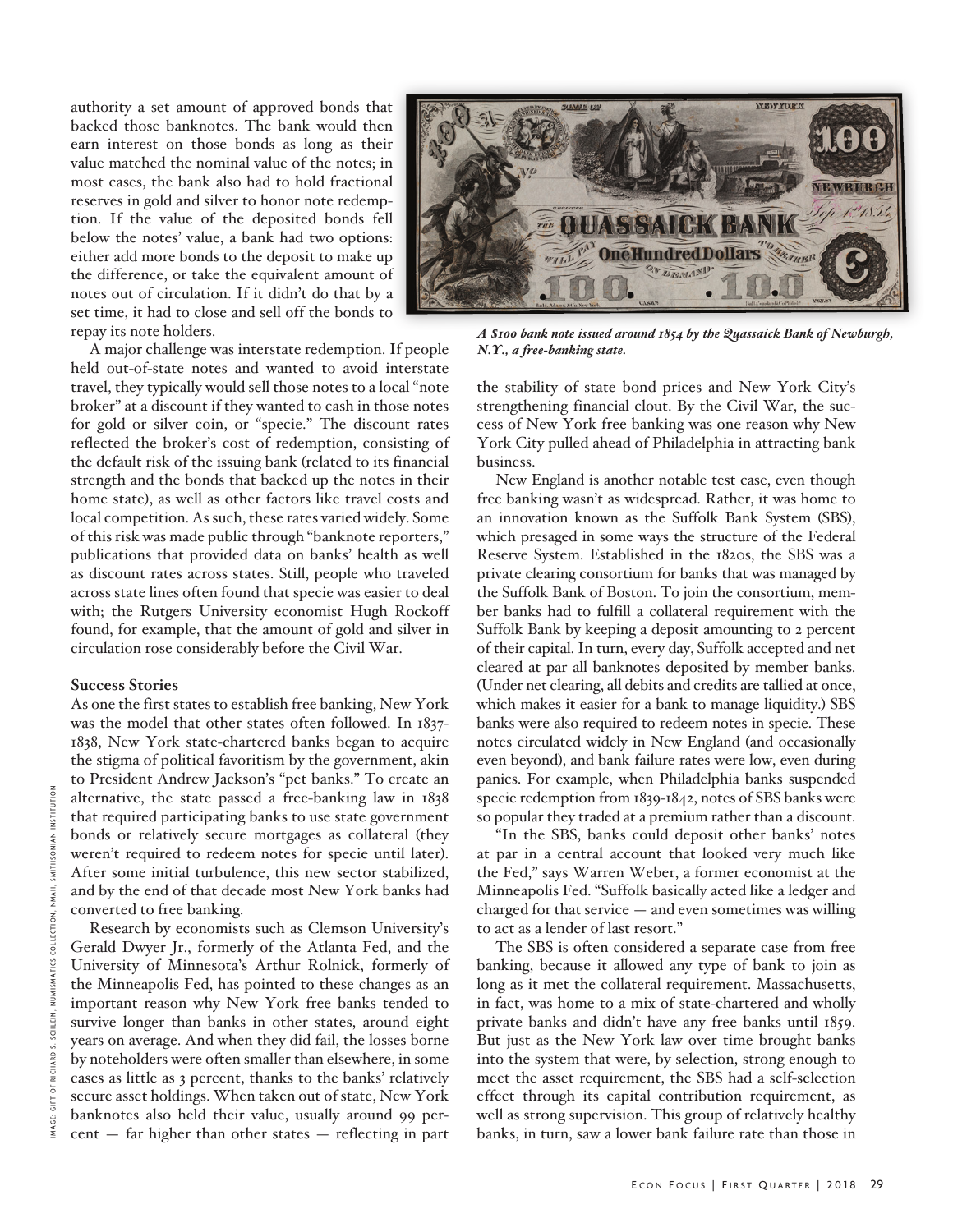authority a set amount of approved bonds that backed those banknotes. The bank would then earn interest on those bonds as long as their value matched the nominal value of the notes; in most cases, the bank also had to hold fractional reserves in gold and silver to honor note redemption. If the value of the deposited bonds fell below the notes' value, a bank had two options: either add more bonds to the deposit to make up the difference, or take the equivalent amount of notes out of circulation. If it didn't do that by a set time, it had to close and sell off the bonds to repay its note holders.

A major challenge was interstate redemption. If people held out-of-state notes and wanted to avoid interstate travel, they typically would sell those notes to a local "note broker" at a discount if they wanted to cash in those notes for gold or silver coin, or "specie." The discount rates reflected the broker's cost of redemption, consisting of the default risk of the issuing bank (related to its financial strength and the bonds that backed up the notes in their home state), as well as other factors like travel costs and local competition. As such, these rates varied widely. Some of this risk was made public through "banknote reporters," publications that provided data on banks' health as well as discount rates across states. Still, people who traveled across state lines often found that specie was easier to deal with; the Rutgers University economist Hugh Rockoff found, for example, that the amount of gold and silver in circulation rose considerably before the Civil War.

### Success Stories

As one the first states to establish free banking, New York was the model that other states often followed. In 1837-1838, New York state-chartered banks began to acquire the stigma of political favoritism by the government, akin to President Andrew Jackson's "pet banks." To create an alternative, the state passed a free-banking law in 1838 that required participating banks to use state government bonds or relatively secure mortgages as collateral (they weren't required to redeem notes for specie until later). After some initial turbulence, this new sector stabilized, and by the end of that decade most New York banks had converted to free banking.

Research by economists such as Clemson University's Gerald Dwyer Jr., formerly of the Atlanta Fed, and the University of Minnesota's Arthur Rolnick, formerly of the Minneapolis Fed, has pointed to these changes as an important reason why New York free banks tended to survive longer than banks in other states, around eight years on average. And when they did fail, the losses borne by noteholders were often smaller than elsewhere, in some cases as little as 3 percent, thanks to the banks' relatively secure asset holdings. When taken out of state, New York banknotes also held their value, usually around 99 percent — far higher than other states — reflecting in part the stability of state bond prices and New York City's strengthening financial clout. By the Civil War, the success of New York free banking was one reason why New York City pulled ahead of Philadelphia in attracting bank business.

*A $100 bank note issued around 1854 by the Quassaick Bank of Newburgh, N.Y., a free-banking state.*

New England is another notable test case, even though free banking wasn't as widespread. Rather, it was home to an innovation known as the Suffolk Bank System (SBS), which presaged in some ways the structure of the Federal Reserve System. Established in the 1820s, the SBS was a private clearing consortium for banks that was managed by the Suffolk Bank of Boston. To join the consortium, member banks had to fulfill a collateral requirement with the Suffolk Bank by keeping a deposit amounting to 2 percent of their capital. In turn, every day, Suffolk accepted and net cleared at par all banknotes deposited by member banks. (Under net clearing, all debits and credits are tallied at once, which makes it easier for a bank to manage liquidity.) SBS banks were also required to redeem notes in specie. These notes circulated widely in New England (and occasionally even beyond), and bank failure rates were low, even during panics. For example, when Philadelphia banks suspended specie redemption from 1839-1842, notes of SBS banks were so popular they traded at a premium rather than a discount.

"In the SBS, banks could deposit other banks' notes at par in a central account that looked very much like the Fed," says Warren Weber, a former economist at the Minneapolis Fed. "Suffolk basically acted like a ledger and charged for that service — and even sometimes was willing to act as a lender of last resort."

The SBS is often considered a separate case from free banking, because it allowed any type of bank to join as long as it met the collateral requirement. Massachusetts, in fact, was home to a mix of state-chartered and wholly private banks and didn't have any free banks until 1859. But just as the New York law over time brought banks into the system that were, by selection, strong enough to meet the asset requirement, the SBS had a self-selection effect through its capital contribution requirement, as well as strong supervision. This group of relatively healthy banks, in turn, saw a lower bank failure rate than those in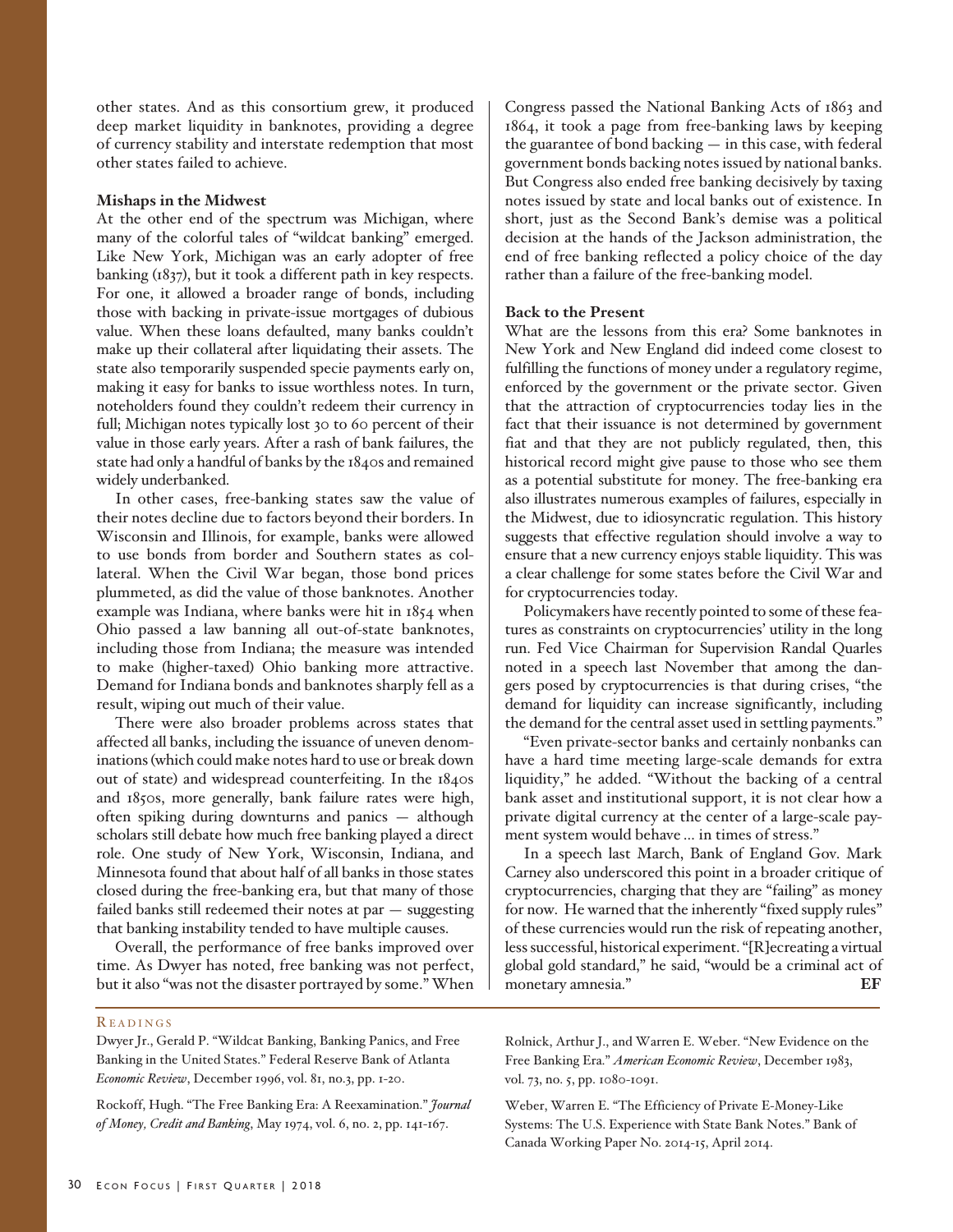other states. And as this consortium grew, it produced deep market liquidity in banknotes, providing a degree of currency stability and interstate redemption that most other states failed to achieve.

**Mishaps in the Midwest**

At the other end of the spectrum was Michigan, where many of the colorful tales of "wildcat banking" emerged. Like New York, Michigan was an early adopter of free banking (1837), but it took a different path in key respects. For one, it allowed a broader range of bonds, including those with backing in private-issue mortgages of dubious value. When these loans defaulted, many banks couldn't make up their collateral after liquidating their assets. The state also temporarily suspended specie payments early on, making it easy for banks to issue worthless notes. In turn, noteholders found they couldn't redeem their currency in full; Michigan notes typically lost 30 to 60 percent of their value in those early years. After a rash of bank failures, the state had only a handful of banks by the 1840s and remained widely underbanked.

In other cases, free-banking states saw the value of their notes decline due to factors beyond their borders. In Wisconsin and Illinois, for example, banks were allowed to use bonds from border and Southern states as collateral. When the Civil War began, those bond prices plummeted, as did the value of those banknotes. Another example was Indiana, where banks were hit in 1854 when Ohio passed a law banning all out-of-state banknotes, including those from Indiana; the measure was intended to make (higher-taxed) Ohio banking more attractive. Demand for Indiana bonds and banknotes sharply fell as a result, wiping out much of their value.

There were also broader problems across states that affected all banks, including the issuance of uneven denominations (which could make notes hard to use or break down out of state) and widespread counterfeiting. In the 1840s and 1850s, more generally, bank failure rates were high, often spiking during downturns and panics — although scholars still debate how much free banking played a direct role. One study of New York, Wisconsin, Indiana, and Minnesota found that about half of all banks in those states closed during the free-banking era, but that many of those failed banks still redeemed their notes at par — suggesting that banking instability tended to have multiple causes.

Overall, the performance of free banks improved over time. As Dwyer has noted, free banking was not perfect, but it also "was not the disaster portrayed by some." When Congress passed the National Banking Acts of 1863 and 1864, it took a page from free-banking laws by keeping the guarantee of bond backing — in this case, with federal government bonds backing notes issued by national banks. But Congress also ended free banking decisively by taxing notes issued by state and local banks out of existence. In short, just as the Second Bank's demise was a political decision at the hands of the Jackson administration, the end of free banking reflected a policy choice of the day rather than a failure of the free-banking model.

**Back to the Present**

What are the lessons from this era? Some banknotes in New York and New England did indeed come closest to fulfilling the functions of money under a regulatory regime, enforced by the government or the private sector. Given that the attraction of cryptocurrencies today lies in the fact that their issuance is not determined by government fiat and that they are not publicly regulated, then, this historical record might give pause to those who see them as a potential substitute for money. The free-banking era also illustrates numerous examples of failures, especially in the Midwest, due to idiosyncratic regulation. This history suggests that effective regulation should involve a way to ensure that a new currency enjoys stable liquidity. This was a clear challenge for some states before the Civil War and for cryptocurrencies today.

Policymakers have recently pointed to some of these features as constraints on cryptocurrencies' utility in the long run. Fed Vice Chairman for Supervision Randal Quarles noted in a speech last November that among the dangers posed by cryptocurrencies is that during crises, "the demand for liquidity can increase significantly, including the demand for the central asset used in settling payments."

"Even private-sector banks and certainly nonbanks can have a hard time meeting large-scale demands for extra liquidity," he added. "Without the backing of a central bank asset and institutional support, it is not clear how a private digital currency at the center of a large-scale payment system would behave ... in times of stress."

In a speech last March, Bank of England Gov. Mark Carney also underscored this point in a broader critique of cryptocurrencies, charging that they are "failing" as money for now. He warned that the inherently "fixed supply rules" of these currencies would run the risk of repeating another, less successful, historical experiment. "[R]ecreating a virtual global gold standard," he said, "would be a criminal act of monetary amnesia." **EF**

---

**Readings**

Dwyer Jr., Gerald P. "Wildcat Banking, Banking Panics, and Free Banking in the United States." Federal Reserve Bank of Atlanta *Economic Review*, December 1996, vol. 81, no.3, pp. 1-20.

Rockoff, Hugh. "The Free Banking Era: A Reexamination." *Journal of Money, Credit and Banking*, May 1974, vol. 6, no. 2, pp. 141-167.

Rolnick, Arthur J., and Warren E. Weber. "New Evidence on the Free Banking Era." *American Economic Review*, December 1983, vol. 73, no. 5, pp. 1080-1091.

Weber, Warren E. "The Efficiency of Private E-Money-Like Systems: The U.S. Experience with State Bank Notes." Bank of Canada Working Paper No. 2014-15, April 2014.